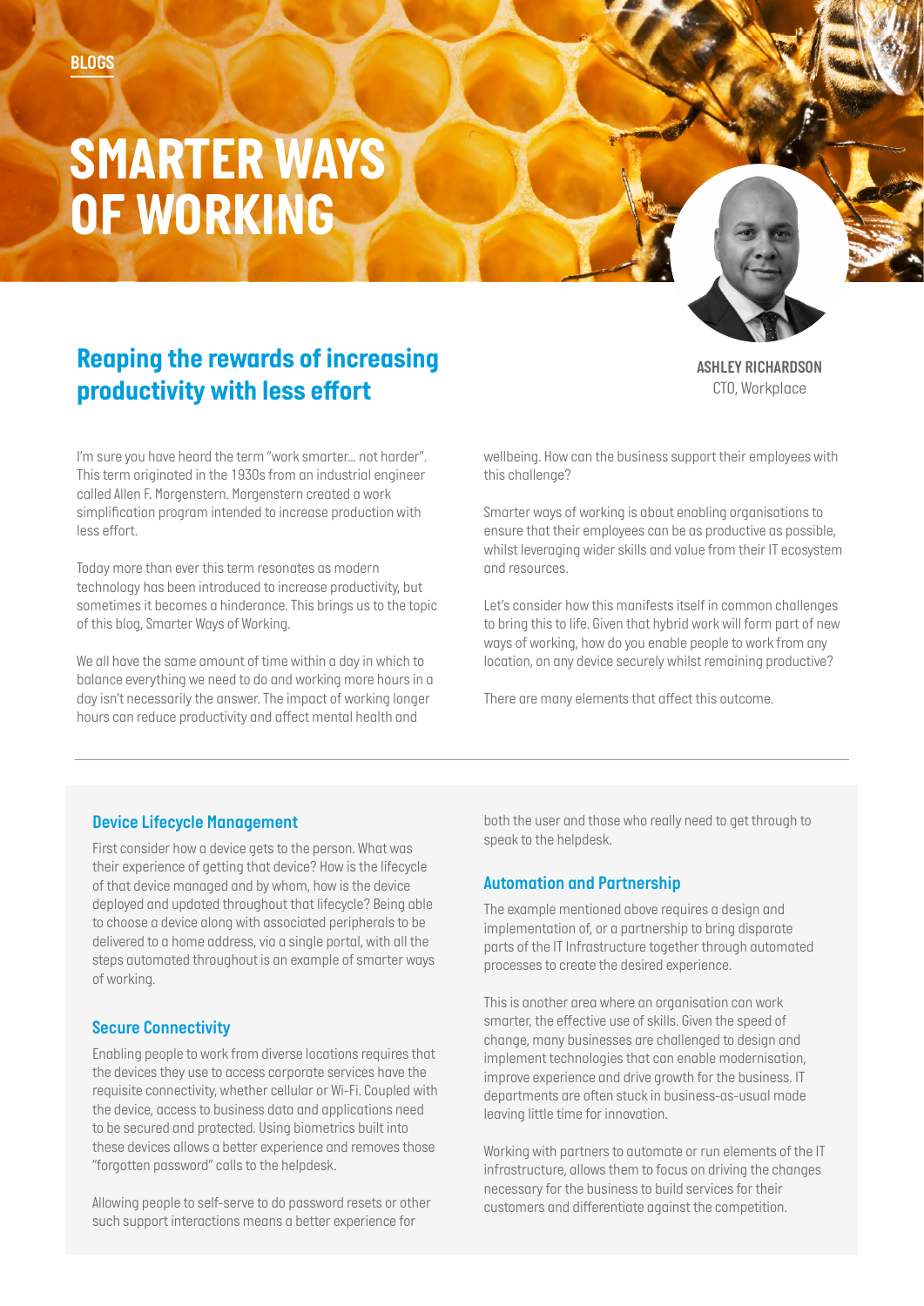BLOGS

# SMARTER WAYS OF WORKING

## Reaping the rewards of increasing productivity with less effort

**ASHLEY RICHARDSON**
CTO, Workplace

I'm sure you have heard the term "work smarter… not harder". This term originated in the 1930s from an industrial engineer called Allen F. Morgenstern. Morgenstern created a work simplification program intended to increase production with less effort.

Today more than ever this term resonates as modern technology has been introduced to increase productivity, but sometimes it becomes a hinderance. This brings us to the topic of this blog, Smarter Ways of Working.

We all have the same amount of time within a day in which to balance everything we need to do and working more hours in a day isn't necessarily the answer. The impact of working longer hours can reduce productivity and affect mental health and wellbeing. How can the business support their employees with this challenge?

Smarter ways of working is about enabling organisations to ensure that their employees can be as productive as possible, whilst leveraging wider skills and value from their IT ecosystem and resources.

Let's consider how this manifests itself in common challenges to bring this to life. Given that hybrid work will form part of new ways of working, how do you enable people to work from any location, on any device securely whilst remaining productive?

There are many elements that affect this outcome.

### Device Lifecycle Management

First consider how a device gets to the person. What was their experience of getting that device? How is the lifecycle of that device managed and by whom, how is the device deployed and updated throughout that lifecycle? Being able to choose a device along with associated peripherals to be delivered to a home address, via a single portal, with all the steps automated throughout is an example of smarter ways of working.

### Secure Connectivity

Enabling people to work from diverse locations requires that the devices they use to access corporate services have the requisite connectivity, whether cellular or Wi-Fi. Coupled with the device, access to business data and applications need to be secured and protected. Using biometrics built into these devices allows a better experience and removes those "forgotten password" calls to the helpdesk.

Allowing people to self-serve to do password resets or other such support interactions means a better experience for both the user and those who really need to get through to speak to the helpdesk.

### Automation and Partnership

The example mentioned above requires a design and implementation of, or a partnership to bring disparate parts of the IT Infrastructure together through automated processes to create the desired experience.

This is another area where an organisation can work smarter, the effective use of skills. Given the speed of change, many businesses are challenged to design and implement technologies that can enable modernisation, improve experience and drive growth for the business. IT departments are often stuck in business-as-usual mode leaving little time for innovation.

Working with partners to automate or run elements of the IT infrastructure, allows them to focus on driving the changes necessary for the business to build services for their customers and differentiate against the competition.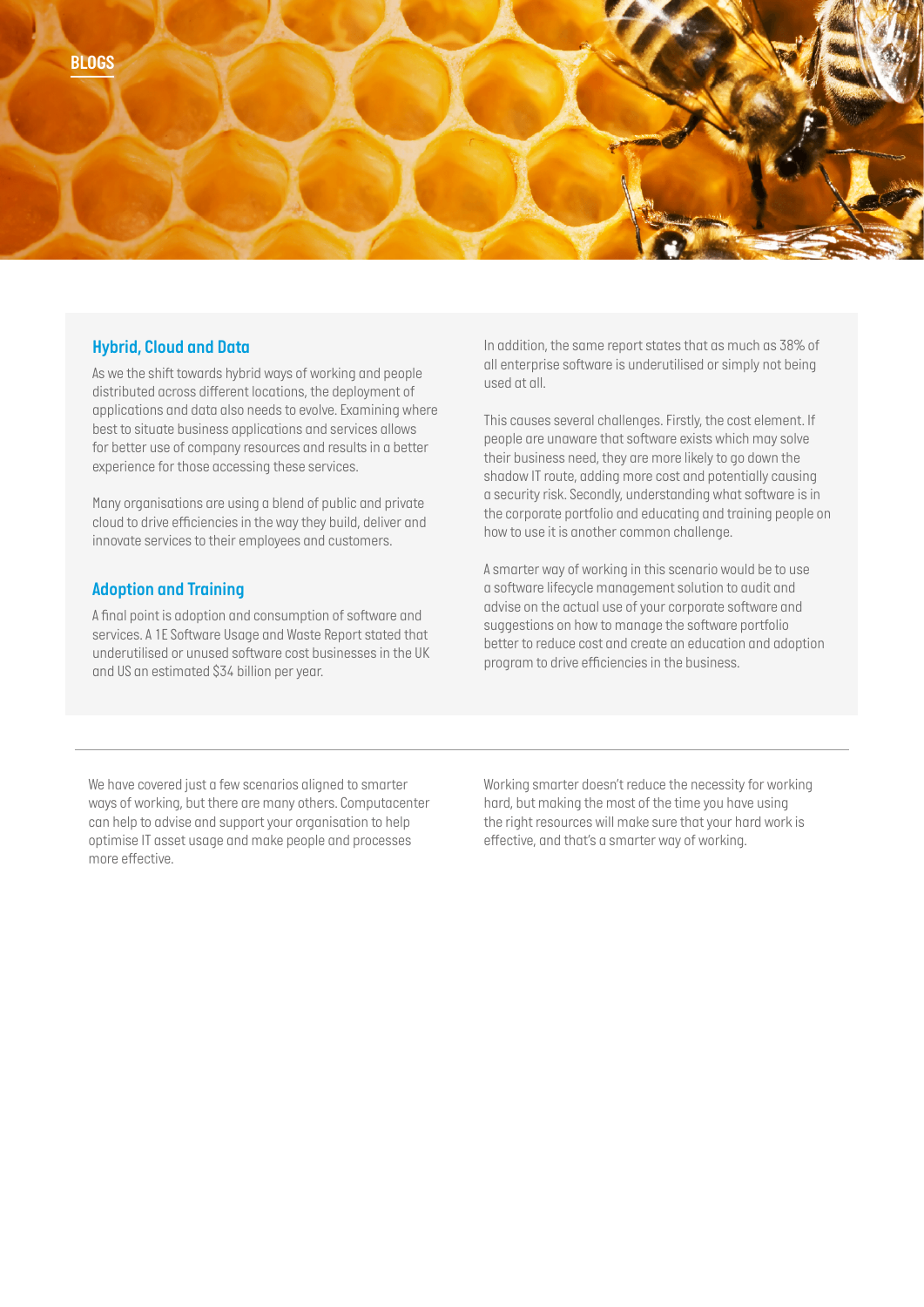BLOGS

## Hybrid, Cloud and Data

As we the shift towards hybrid ways of working and people distributed across different locations, the deployment of applications and data also needs to evolve. Examining where best to situate business applications and services allows for better use of company resources and results in a better experience for those accessing these services.

Many organisations are using a blend of public and private cloud to drive efficiencies in the way they build, deliver and innovate services to their employees and customers.

## Adoption and Training

A final point is adoption and consumption of software and services. A 1E Software Usage and Waste Report stated that underutilised or unused software cost businesses in the UK and US an estimated $34 billion per year.

In addition, the same report states that as much as 38% of all enterprise software is underutilised or simply not being used at all.

This causes several challenges. Firstly, the cost element. If people are unaware that software exists which may solve their business need, they are more likely to go down the shadow IT route, adding more cost and potentially causing a security risk. Secondly, understanding what software is in the corporate portfolio and educating and training people on how to use it is another common challenge.

A smarter way of working in this scenario would be to use a software lifecycle management solution to audit and advise on the actual use of your corporate software and suggestions on how to manage the software portfolio better to reduce cost and create an education and adoption program to drive efficiencies in the business.

---

We have covered just a few scenarios aligned to smarter ways of working, but there are many others. Computacenter can help to advise and support your organisation to help optimise IT asset usage and make people and processes more effective.

Working smarter doesn't reduce the necessity for working hard, but making the most of the time you have using the right resources will make sure that your hard work is effective, and that's a smarter way of working.